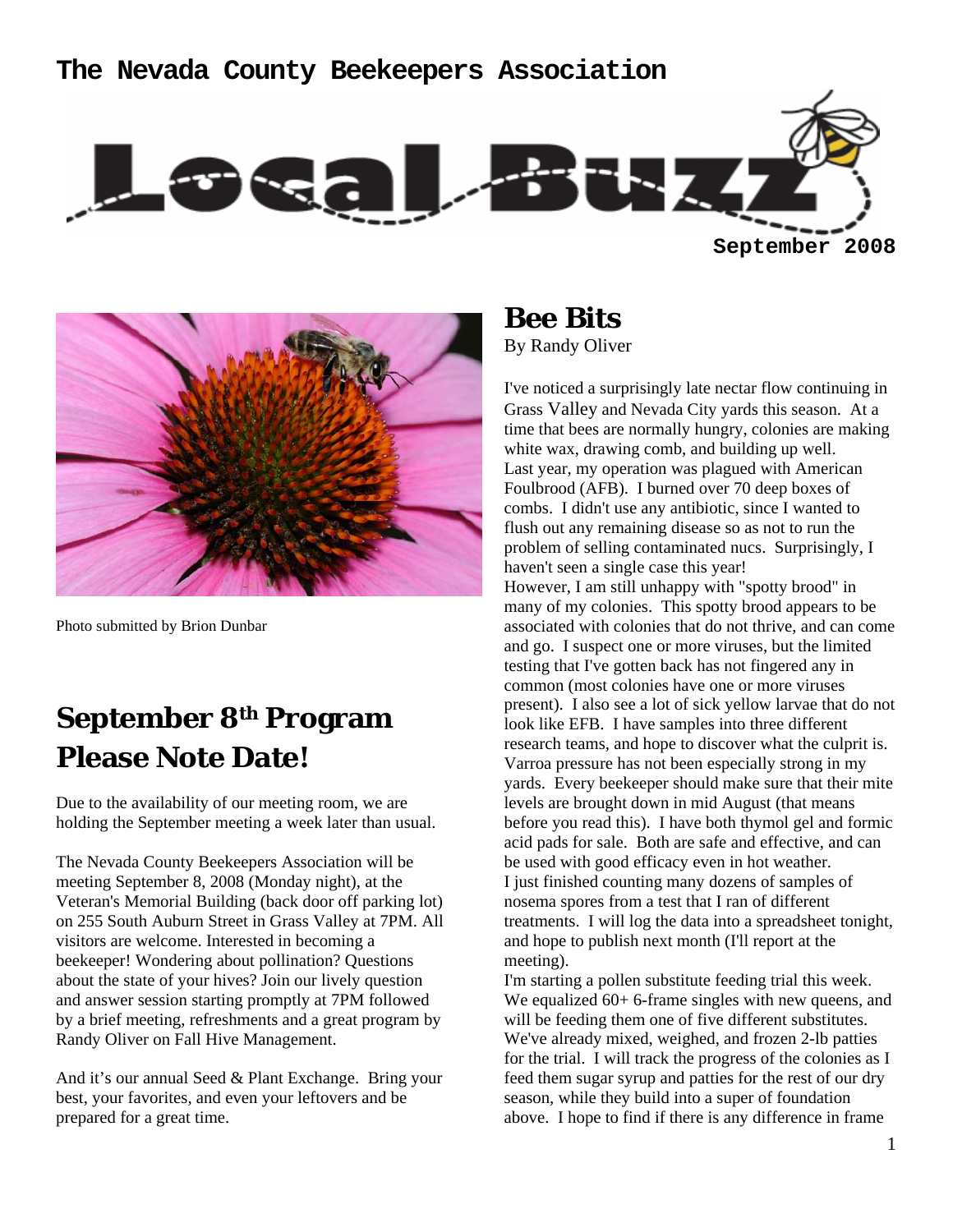# The Nevada County Beekeepers Association

# Local Buzz

**September 2008**

Photo submitted by Brion Dunbar

## September 8th Program Please Note Date!

Due to the availability of our meeting room, we are holding the September meeting a week later than usual.

The Nevada County Beekeepers Association will be meeting September 8, 2008 (Monday night), at the Veteran's Memorial Building (back door off parking lot) on 255 South Auburn Street in Grass Valley at 7PM. All visitors are welcome. Interested in becoming a beekeeper! Wondering about pollination? Questions about the state of your hives? Join our lively question and answer session starting promptly at 7PM followed by a brief meeting, refreshments and a great program by Randy Oliver on Fall Hive Management.

And it's our annual Seed & Plant Exchange. Bring your best, your favorites, and even your leftovers and be prepared for a great time.

## Bee Bits

By Randy Oliver

I've noticed a surprisingly late nectar flow continuing in Grass Valley and Nevada City yards this season. At a time that bees are normally hungry, colonies are making white wax, drawing comb, and building up well.

Last year, my operation was plagued with American Foulbrood (AFB). I burned over 70 deep boxes of combs. I didn't use any antibiotic, since I wanted to flush out any remaining disease so as not to run the problem of selling contaminated nucs. Surprisingly, I haven't seen a single case this year!

However, I am still unhappy with "spotty brood" in many of my colonies. This spotty brood appears to be associated with colonies that do not thrive, and can come and go. I suspect one or more viruses, but the limited testing that I've gotten back has not fingered any in common (most colonies have one or more viruses present). I also see a lot of sick yellow larvae that do not look like EFB. I have samples into three different research teams, and hope to discover what the culprit is.

Varroa pressure has not been especially strong in my yards. Every beekeeper should make sure that their mite levels are brought down in mid August (that means before you read this). I have both thymol gel and formic acid pads for sale. Both are safe and effective, and can be used with good efficacy even in hot weather.

I just finished counting many dozens of samples of nosema spores from a test that I ran of different treatments. I will log the data into a spreadsheet tonight, and hope to publish next month (I'll report at the meeting).

I'm starting a pollen substitute feeding trial this week. We equalized 60+ 6-frame singles with new queens, and will be feeding them one of five different substitutes. We've already mixed, weighed, and frozen 2-lb patties for the trial. I will track the progress of the colonies as I feed them sugar syrup and patties for the rest of our dry season, while they build into a super of foundation above. I hope to find if there is any difference in frame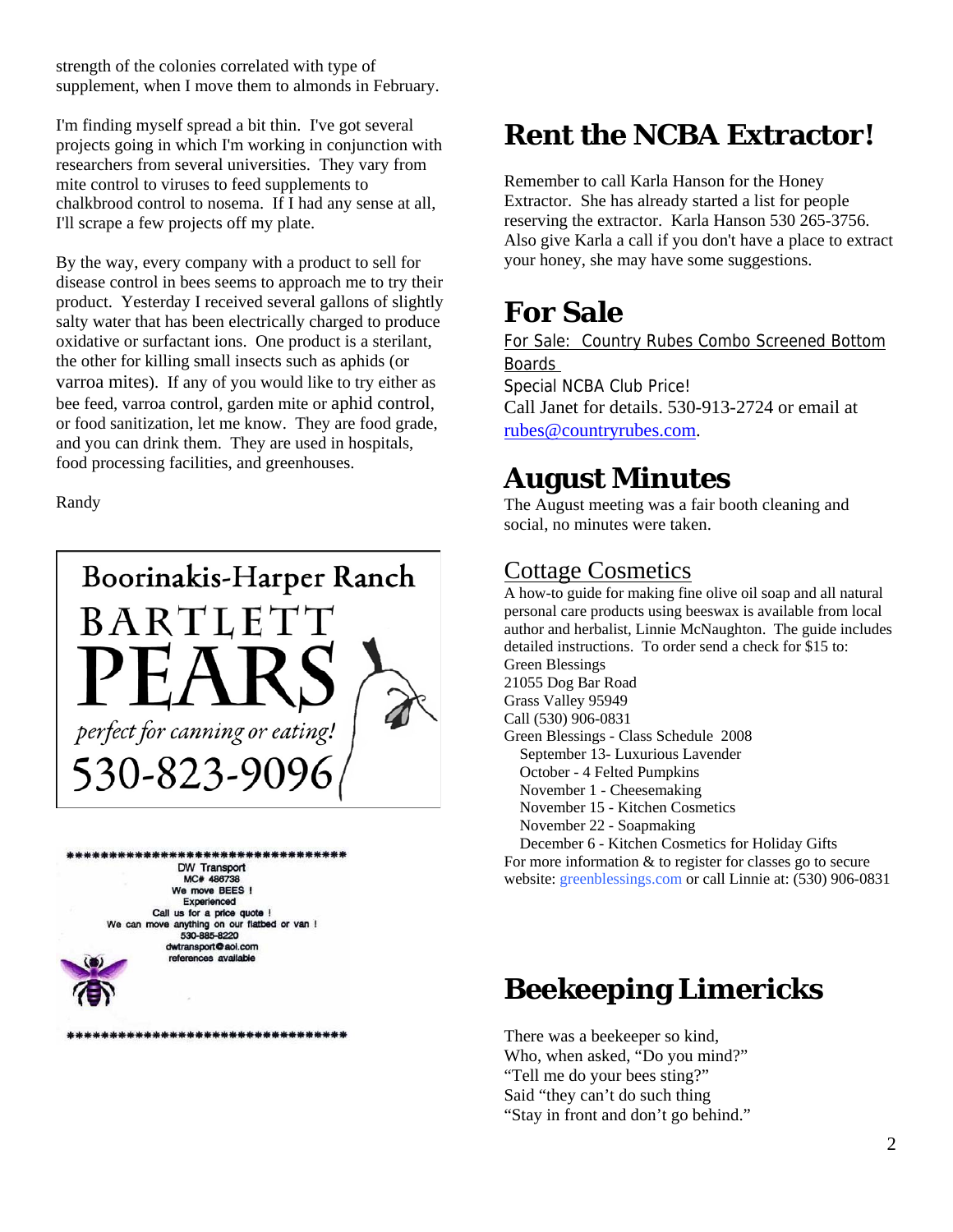strength of the colonies correlated with type of supplement, when I move them to almonds in February.

I'm finding myself spread a bit thin. I've got several projects going in which I'm working in conjunction with researchers from several universities. They vary from mite control to viruses to feed supplements to chalkbrood control to nosema. If I had any sense at all, I'll scrape a few projects off my plate.

By the way, every company with a product to sell for disease control in bees seems to approach me to try their product. Yesterday I received several gallons of slightly salty water that has been electrically charged to produce oxidative or surfactant ions. One product is a sterilant, the other for killing small insects such as aphids (or varroa mites). If any of you would like to try either as bee feed, varroa control, garden mite or aphid control, or food sanitization, let me know. They are food grade, and you can drink them. They are used in hospitals, food processing facilities, and greenhouses.

Randy

Boorinakis-Harper Ranch
BARTLETT
PEARS
*perfect for canning or eating!*
530-823-9096

***********************************
DW Transport
MC# 486738
We move BEES !
Experienced
Call us for a price quote !
We can move anything on our flatbed or van !
530-885-8220
dwtransport@aol.com
references available
***********************************

# Rent the NCBA Extractor!

Remember to call Karla Hanson for the Honey Extractor. She has already started a list for people reserving the extractor. Karla Hanson 530 265-3756. Also give Karla a call if you don't have a place to extract your honey, she may have some suggestions.

# For Sale

For Sale: Country Rubes Combo Screened Bottom Boards
Special NCBA Club Price!
Call Janet for details. 530-913-2724 or email at rubes@countryrubes.com.

# August Minutes

The August meeting was a fair booth cleaning and social, no minutes were taken.

## Cottage Cosmetics

A how-to guide for making fine olive oil soap and all natural personal care products using beeswax is available from local author and herbalist, Linnie McNaughton. The guide includes detailed instructions. To order send a check for $15 to:
Green Blessings
21055 Dog Bar Road
Grass Valley 95949
Call (530) 906-0831
Green Blessings - Class Schedule 2008
- September 13- Luxurious Lavender
- October - 4 Felted Pumpkins
- November 1 - Cheesemaking
- November 15 - Kitchen Cosmetics
- November 22 - Soapmaking
- December 6 - Kitchen Cosmetics for Holiday Gifts

For more information & to register for classes go to secure website: greenblessings.com or call Linnie at: (530) 906-0831

# Beekeeping Limericks

There was a beekeeper so kind,
Who, when asked, "Do you mind?"
"Tell me do your bees sting?"
Said "they can't do such thing
"Stay in front and don't go behind."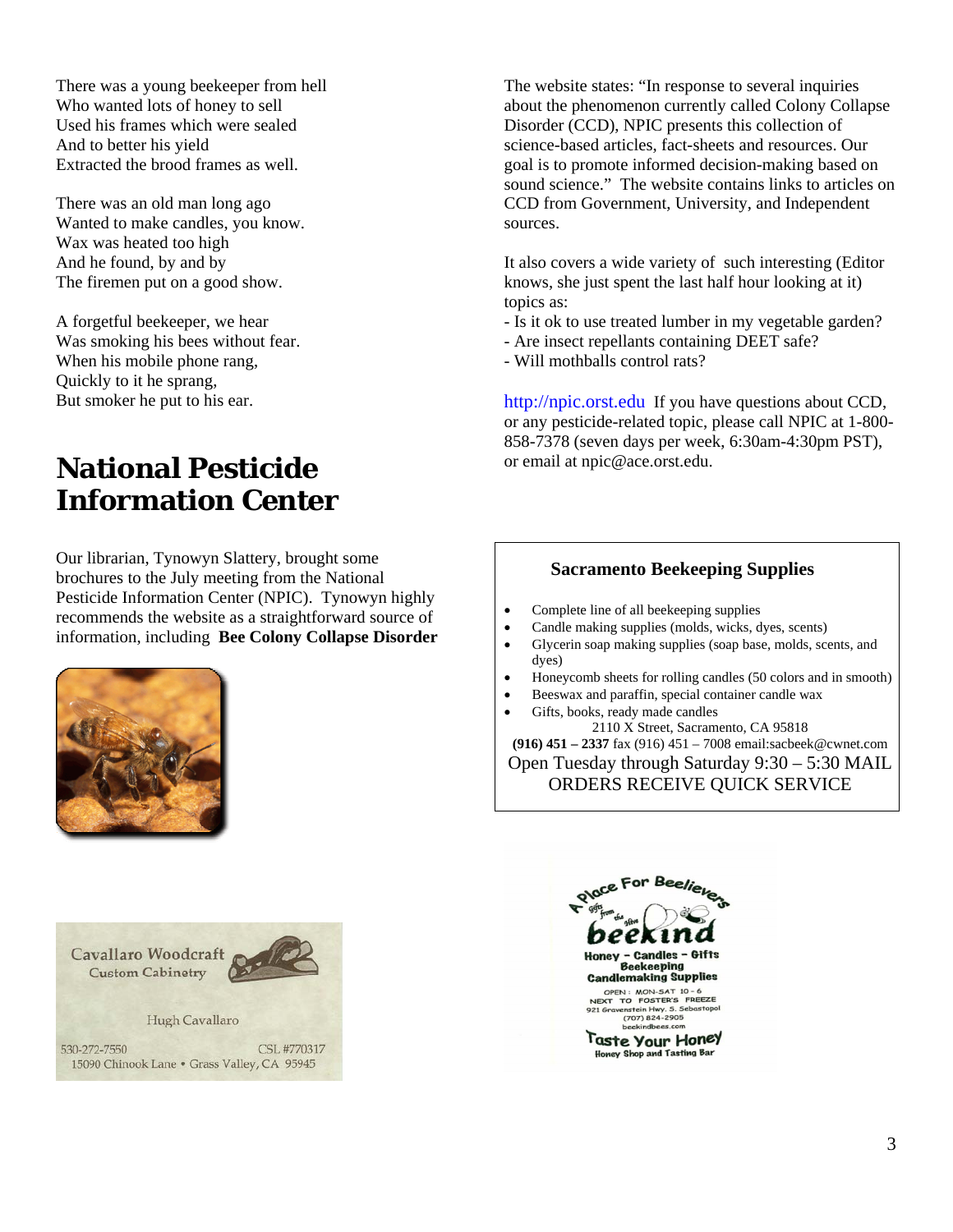There was a young beekeeper from hell
Who wanted lots of honey to sell
Used his frames which were sealed
And to better his yield
Extracted the brood frames as well.

There was an old man long ago
Wanted to make candles, you know.
Wax was heated too high
And he found, by and by
The firemen put on a good show.

A forgetful beekeeper, we hear
Was smoking his bees without fear.
When his mobile phone rang,
Quickly to it he sprang,
But smoker he put to his ear.

# National Pesticide Information Center

Our librarian, Tynowyn Slattery, brought some brochures to the July meeting from the National Pesticide Information Center (NPIC). Tynowyn highly recommends the website as a straightforward source of information, including **Bee Colony Collapse Disorder**

The website states: "In response to several inquiries about the phenomenon currently called Colony Collapse Disorder (CCD), NPIC presents this collection of science-based articles, fact-sheets and resources. Our goal is to promote informed decision-making based on sound science." The website contains links to articles on CCD from Government, University, and Independent sources.

It also covers a wide variety of such interesting (Editor knows, she just spent the last half hour looking at it) topics as:
- Is it ok to use treated lumber in my vegetable garden?
- Are insect repellants containing DEET safe?
- Will mothballs control rats?

http://npic.orst.edu If you have questions about CCD, or any pesticide-related topic, please call NPIC at 1-800-858-7378 (seven days per week, 6:30am-4:30pm PST), or email at npic@ace.orst.edu.

**Sacramento Beekeeping Supplies**

- Complete line of all beekeeping supplies
- Candle making supplies (molds, wicks, dyes, scents)
- Glycerin soap making supplies (soap base, molds, scents, and dyes)
- Honeycomb sheets for rolling candles (50 colors and in smooth)
- Beeswax and paraffin, special container candle wax
- Gifts, books, ready made candles

2110 X Street, Sacramento, CA 95818
**(916) 451 – 2337** fax (916) 451 – 7008 email:sacbeek@cwnet.com
Open Tuesday through Saturday 9:30 – 5:30 MAIL ORDERS RECEIVE QUICK SERVICE

Cavallaro Woodcraft
Custom Cabinetry

Hugh Cavallaro

530-272-7550 CSL #770317
15090 Chinook Lane • Grass Valley, CA 95945

A Place For Beelievers
Gifts from the Hive
beekind
Honey – Candles – Gifts
Beekeeping
Candlemaking Supplies
OPEN : MON-SAT 10 - 6
NEXT TO FOSTER'S FREEZE
921 Gravenstein Hwy. S. Sebastopol
(707) 824-2905
beekindbees.com
Taste Your Honey
Honey Shop and Tasting Bar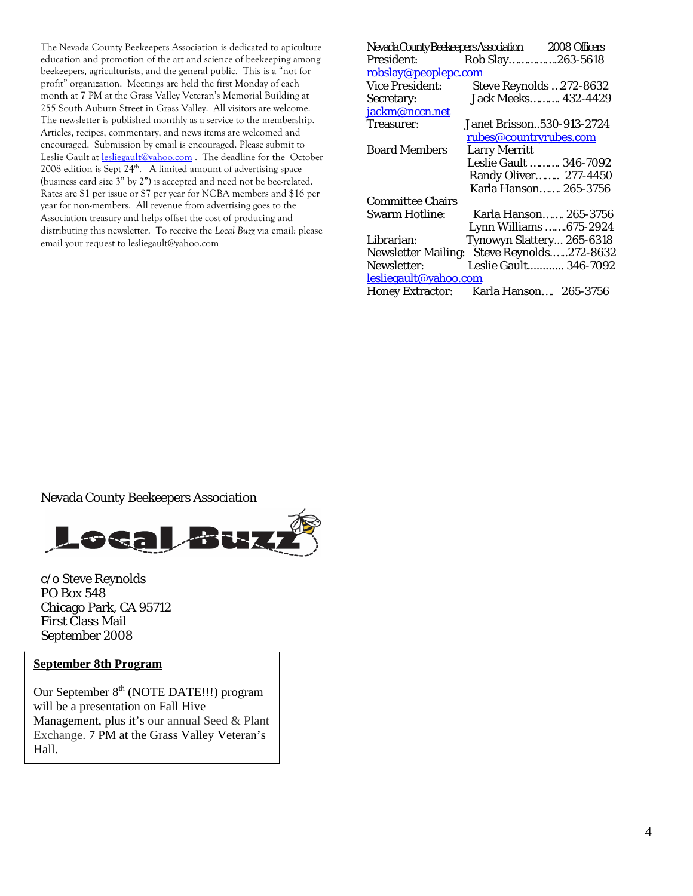The Nevada County Beekeepers Association is dedicated to apiculture education and promotion of the art and science of beekeeping among beekeepers, agriculturists, and the general public. This is a "not for profit" organization. Meetings are held the first Monday of each month at 7 PM at the Grass Valley Veteran's Memorial Building at 255 South Auburn Street in Grass Valley. All visitors are welcome. The newsletter is published monthly as a service to the membership. Articles, recipes, commentary, and news items are welcomed and encouraged. Submission by email is encouraged. Please submit to Leslie Gault at lesliegault@yahoo.com . The deadline for the October 2008 edition is Sept 24th. A limited amount of advertising space (business card size 3" by 2") is accepted and need not be bee-related. Rates are $1 per issue or $7 per year for NCBA members and $16 per year for non-members. All revenue from advertising goes to the Association treasury and helps offset the cost of producing and distributing this newsletter. To receive the *Local Buzz* via email: please email your request to lesliegault@yahoo.com

**Nevada County Beekeepers Association 2008 Officers**

President: Rob Slay…………..263-5618
robslay@peoplepc.com
Vice President: Steve Reynolds …272-8632
Secretary: Jack Meeks……… 432-4429
jackm@nccn.net
Treasurer: Janet Brisson..530-913-2724
rubes@countryrubes.com
Board Members: Larry Merritt
Leslie Gault ……… 346-7092
Randy Oliver……. 277-4450
Karla Hanson…… 265-3756

Committee Chairs
Swarm Hotline: Karla Hanson…… 265-3756
Lynn Williams ……675-2924
Librarian: Tynowyn Slattery… 265-6318
Newsletter Mailing: Steve Reynolds…..272-8632
Newsletter: Leslie Gault………… 346-7092
lesliegault@yahoo.com
Honey Extractor: Karla Hanson…. 265-3756

Nevada County Beekeepers Association

**Local Buzz**

c/o Steve Reynolds
PO Box 548
Chicago Park, CA 95712
First Class Mail
September 2008

**September 8th Program**

Our September 8th (NOTE DATE!!!) program will be a presentation on Fall Hive Management, plus it's our annual Seed & Plant Exchange. 7 PM at the Grass Valley Veteran's Hall.